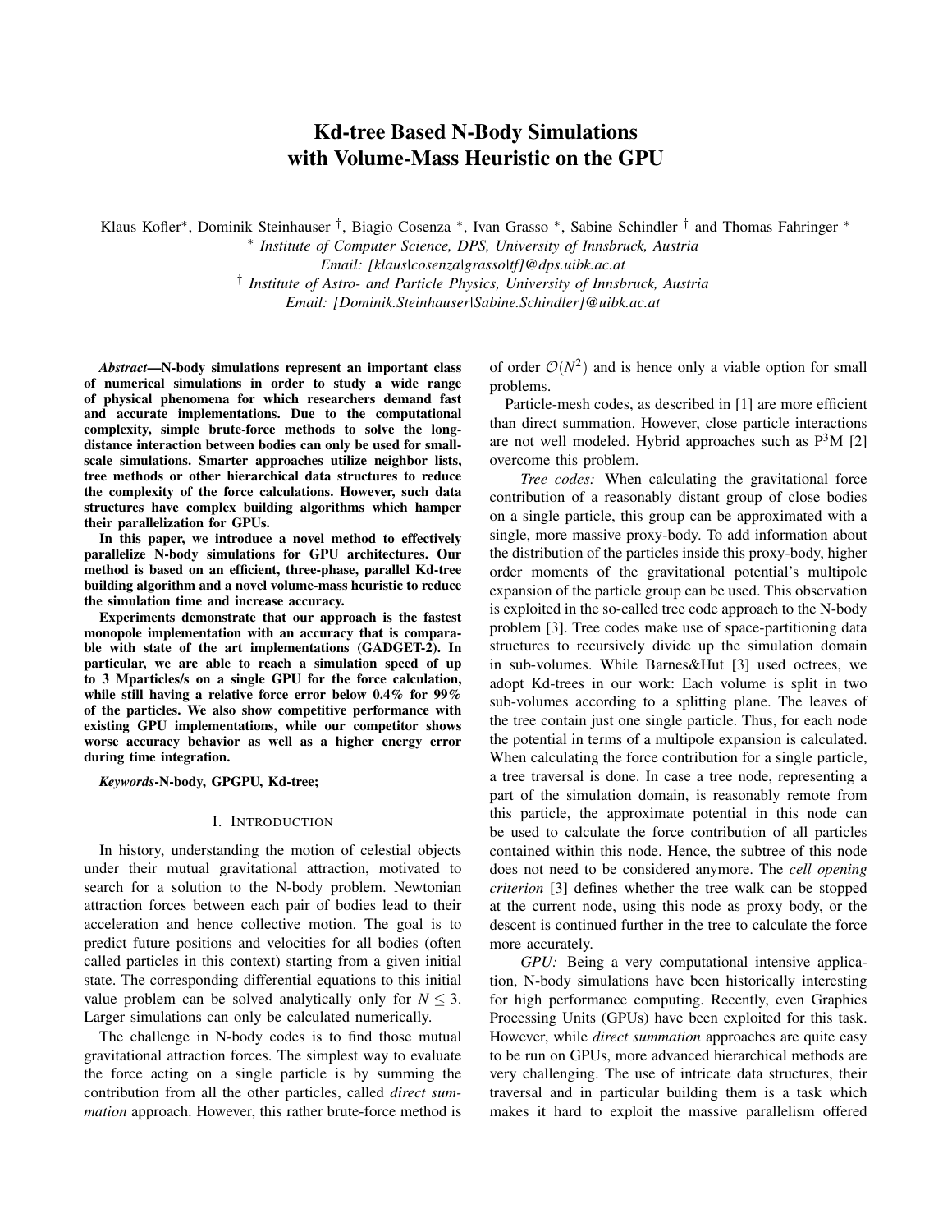# Kd-tree Based N-Body Simulations with Volume-Mass Heuristic on the GPU

Klaus Kofler*, Dominik Steinhauser †, Biagio Cosenza *, Ivan Grasso *, Sabine Schindler † and Thomas Fahringer *

\* *Institute of Computer Science, DPS, University of Innsbruck, Austria*
*Email: [klaus|cosenza|grasso|tf]@dps.uibk.ac.at*

† *Institute of Astro- and Particle Physics, University of Innsbruck, Austria*
*Email: [Dominik.Steinhauser|Sabine.Schindler]@uibk.ac.at*

***Abstract*—N-body simulations represent an important class of numerical simulations in order to study a wide range of physical phenomena for which researchers demand fast and accurate implementations. Due to the computational complexity, simple brute-force methods to solve the long-distance interaction between bodies can only be used for small-scale simulations. Smarter approaches utilize neighbor lists, tree methods or other hierarchical data structures to reduce the complexity of the force calculations. However, such data structures have complex building algorithms which hamper their parallelization for GPUs.**

**In this paper, we introduce a novel method to effectively parallelize N-body simulations for GPU architectures. Our method is based on an efficient, three-phase, parallel Kd-tree building algorithm and a novel volume-mass heuristic to reduce the simulation time and increase accuracy.**

**Experiments demonstrate that our approach is the fastest monopole implementation with an accuracy that is comparable with state of the art implementations (GADGET-2). In particular, we are able to reach a simulation speed of up to 3 Mparticles/s on a single GPU for the force calculation, while still having a relative force error below 0.4% for 99% of the particles. We also show competitive performance with existing GPU implementations, while our competitor shows worse accuracy behavior as well as a higher energy error during time integration.**

***Keywords*-N-body, GPGPU, Kd-tree;**

## I. Introduction

In history, understanding the motion of celestial objects under their mutual gravitational attraction, motivated to search for a solution to the N-body problem. Newtonian attraction forces between each pair of bodies lead to their acceleration and hence collective motion. The goal is to predict future positions and velocities for all bodies (often called particles in this context) starting from a given initial state. The corresponding differential equations to this initial value problem can be solved analytically only for $N \leq 3$. Larger simulations can only be calculated numerically.

The challenge in N-body codes is to find those mutual gravitational attraction forces. The simplest way to evaluate the force acting on a single particle is by summing the contribution from all the other particles, called *direct summation* approach. However, this rather brute-force method is of order $\mathcal{O}(N^2)$ and is hence only a viable option for small problems.

Particle-mesh codes, as described in [1] are more efficient than direct summation. However, close particle interactions are not well modeled. Hybrid approaches such as $P^3M$ [2] overcome this problem.

*Tree codes:* When calculating the gravitational force contribution of a reasonably distant group of close bodies on a single particle, this group can be approximated with a single, more massive proxy-body. To add information about the distribution of the particles inside this proxy-body, higher order moments of the gravitational potential's multipole expansion of the particle group can be used. This observation is exploited in the so-called tree code approach to the N-body problem [3]. Tree codes make use of space-partitioning data structures to recursively divide up the simulation domain in sub-volumes. While Barnes&Hut [3] used octrees, we adopt Kd-trees in our work: Each volume is split in two sub-volumes according to a splitting plane. The leaves of the tree contain just one single particle. Thus, for each node the potential in terms of a multipole expansion is calculated. When calculating the force contribution for a single particle, a tree traversal is done. In case a tree node, representing a part of the simulation domain, is reasonably remote from this particle, the approximate potential in this node can be used to calculate the force contribution of all particles contained within this node. Hence, the subtree of this node does not need to be considered anymore. The *cell opening criterion* [3] defines whether the tree walk can be stopped at the current node, using this node as proxy body, or the descent is continued further in the tree to calculate the force more accurately.

*GPU:* Being a very computational intensive application, N-body simulations have been historically interesting for high performance computing. Recently, even Graphics Processing Units (GPUs) have been exploited for this task. However, while *direct summation* approaches are quite easy to be run on GPUs, more advanced hierarchical methods are very challenging. The use of intricate data structures, their traversal and in particular building them is a task which makes it hard to exploit the massive parallelism offered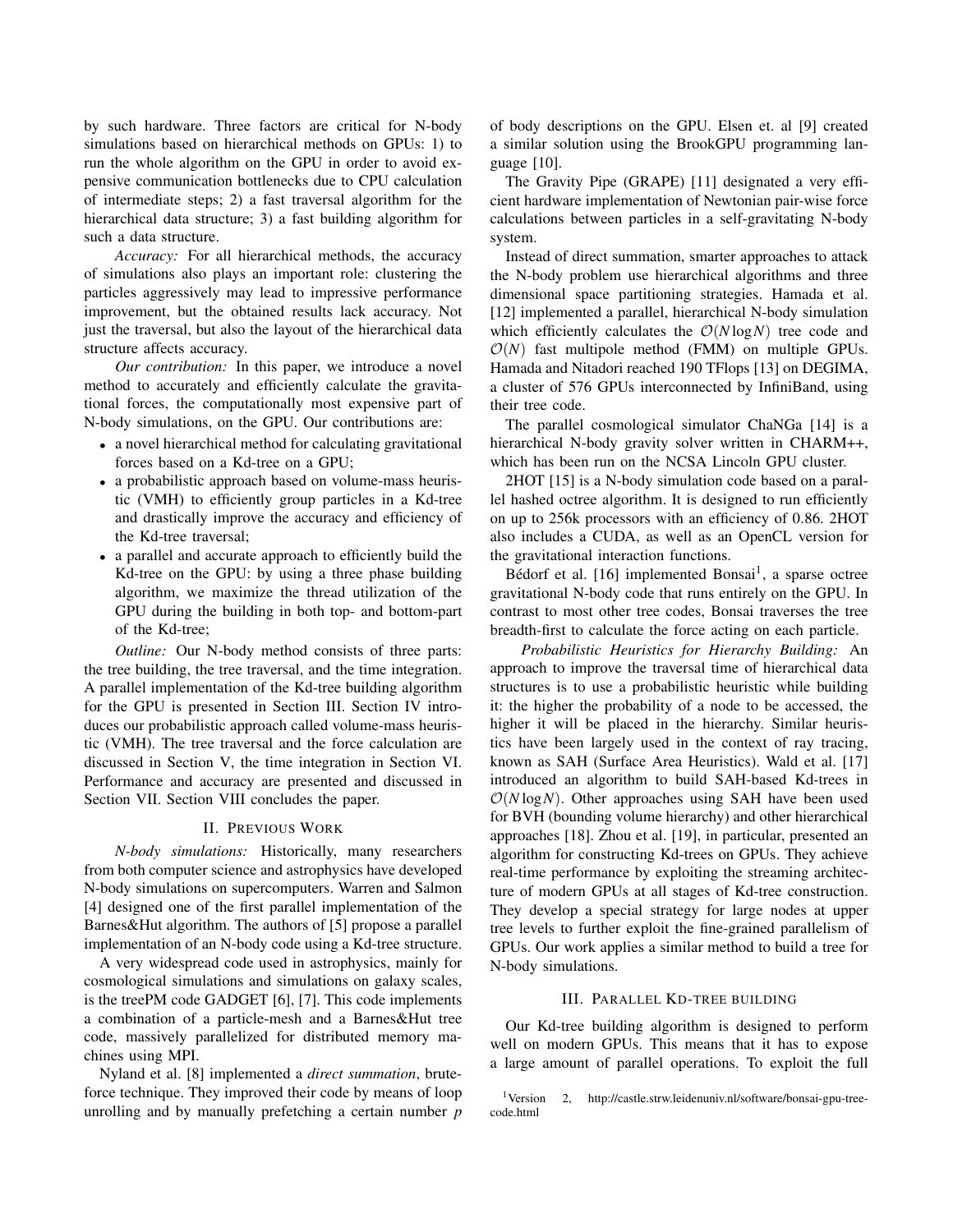by such hardware. Three factors are critical for N-body simulations based on hierarchical methods on GPUs: 1) to run the whole algorithm on the GPU in order to avoid expensive communication bottlenecks due to CPU calculation of intermediate steps; 2) a fast traversal algorithm for the hierarchical data structure; 3) a fast building algorithm for such a data structure.

*Accuracy:* For all hierarchical methods, the accuracy of simulations also plays an important role: clustering the particles aggressively may lead to impressive performance improvement, but the obtained results lack accuracy. Not just the traversal, but also the layout of the hierarchical data structure affects accuracy.

*Our contribution:* In this paper, we introduce a novel method to accurately and efficiently calculate the gravitational forces, the computationally most expensive part of N-body simulations, on the GPU. Our contributions are:

- a novel hierarchical method for calculating gravitational forces based on a Kd-tree on a GPU;
- a probabilistic approach based on volume-mass heuristic (VMH) to efficiently group particles in a Kd-tree and drastically improve the accuracy and efficiency of the Kd-tree traversal;
- a parallel and accurate approach to efficiently build the Kd-tree on the GPU: by using a three phase building algorithm, we maximize the thread utilization of the GPU during the building in both top- and bottom-part of the Kd-tree;

*Outline:* Our N-body method consists of three parts: the tree building, the tree traversal, and the time integration. A parallel implementation of the Kd-tree building algorithm for the GPU is presented in Section III. Section IV introduces our probabilistic approach called volume-mass heuristic (VMH). The tree traversal and the force calculation are discussed in Section V, the time integration in Section VI. Performance and accuracy are presented and discussed in Section VII. Section VIII concludes the paper.

## II. Previous Work

*N-body simulations:* Historically, many researchers from both computer science and astrophysics have developed N-body simulations on supercomputers. Warren and Salmon [4] designed one of the first parallel implementation of the Barnes&Hut algorithm. The authors of [5] propose a parallel implementation of an N-body code using a Kd-tree structure.

A very widespread code used in astrophysics, mainly for cosmological simulations and simulations on galaxy scales, is the treePM code GADGET [6], [7]. This code implements a combination of a particle-mesh and a Barnes&Hut tree code, massively parallelized for distributed memory machines using MPI.

Nyland et al. [8] implemented a *direct summation*, brute-force technique. They improved their code by means of loop unrolling and by manually prefetching a certain number $p$ of body descriptions on the GPU. Elsen et. al [9] created a similar solution using the BrookGPU programming language [10].

The Gravity Pipe (GRAPE) [11] designated a very efficient hardware implementation of Newtonian pair-wise force calculations between particles in a self-gravitating N-body system.

Instead of direct summation, smarter approaches to attack the N-body problem use hierarchical algorithms and three dimensional space partitioning strategies. Hamada et al. [12] implemented a parallel, hierarchical N-body simulation which efficiently calculates the $\mathcal{O}(N \log N)$ tree code and $\mathcal{O}(N)$ fast multipole method (FMM) on multiple GPUs. Hamada and Nitadori reached 190 TFlops [13] on DEGIMA, a cluster of 576 GPUs interconnected by InfiniBand, using their tree code.

The parallel cosmological simulator ChaNGa [14] is a hierarchical N-body gravity solver written in CHARM++, which has been run on the NCSA Lincoln GPU cluster.

2HOT [15] is a N-body simulation code based on a parallel hashed octree algorithm. It is designed to run efficiently on up to 256k processors with an efficiency of 0.86. 2HOT also includes a CUDA, as well as an OpenCL version for the gravitational interaction functions.

Bédorf et al. [16] implemented Bonsai[1], a sparse octree gravitational N-body code that runs entirely on the GPU. In contrast to most other tree codes, Bonsai traverses the tree breadth-first to calculate the force acting on each particle.

*Probabilistic Heuristics for Hierarchy Building:* An approach to improve the traversal time of hierarchical data structures is to use a probabilistic heuristic while building it: the higher the probability of a node to be accessed, the higher it will be placed in the hierarchy. Similar heuristics have been largely used in the context of ray tracing, known as SAH (Surface Area Heuristics). Wald et al. [17] introduced an algorithm to build SAH-based Kd-trees in $\mathcal{O}(N \log N)$. Other approaches using SAH have been used for BVH (bounding volume hierarchy) and other hierarchical approaches [18]. Zhou et al. [19], in particular, presented an algorithm for constructing Kd-trees on GPUs. They achieve real-time performance by exploiting the streaming architecture of modern GPUs at all stages of Kd-tree construction. They develop a special strategy for large nodes at upper tree levels to further exploit the fine-grained parallelism of GPUs. Our work applies a similar method to build a tree for N-body simulations.

## III. Parallel Kd-tree building

Our Kd-tree building algorithm is designed to perform well on modern GPUs. This means that it has to expose a large amount of parallel operations. To exploit the full

[1] Version 2, http://castle.strw.leidenuniv.nl/software/bonsai-gpu-tree-code.html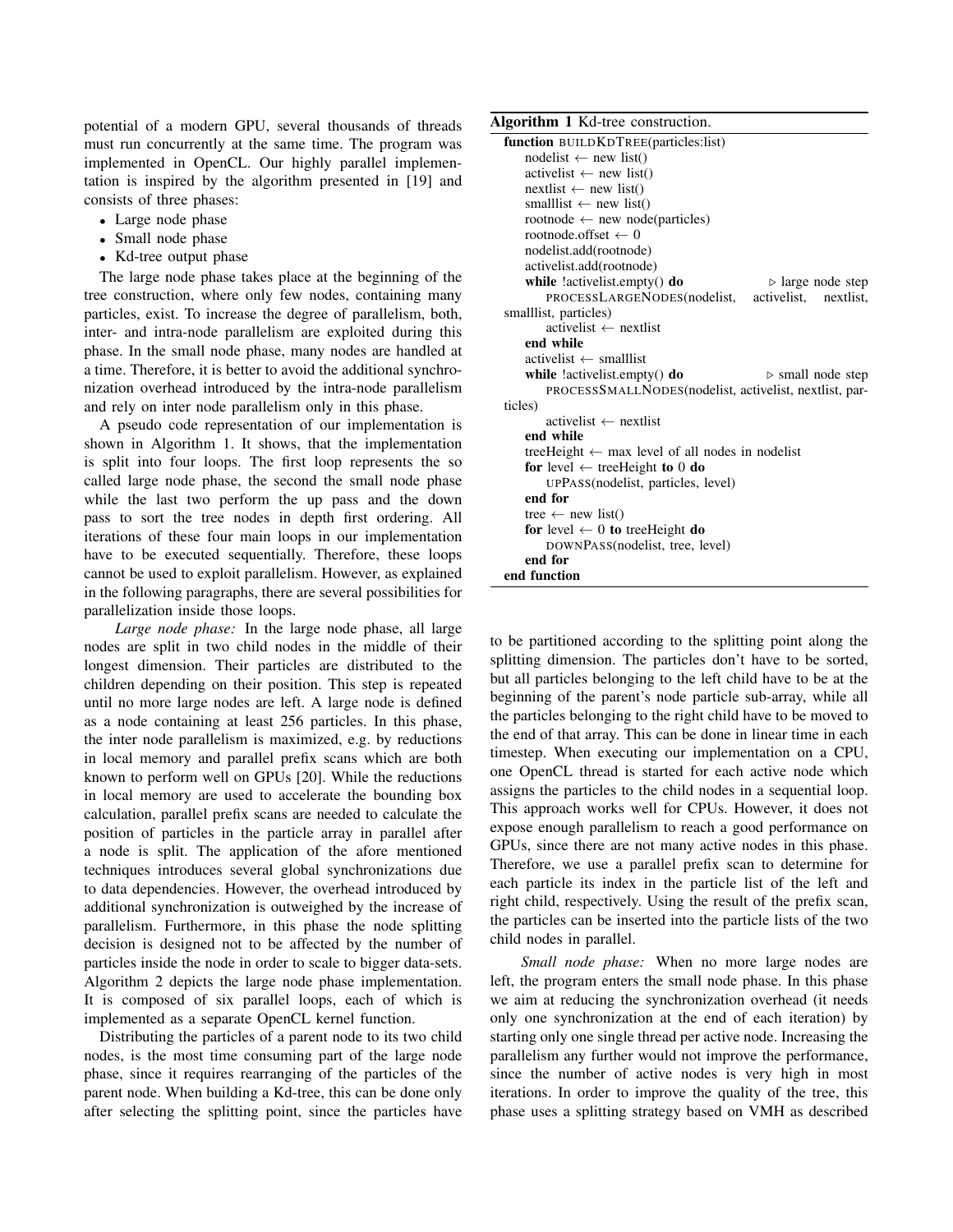potential of a modern GPU, several thousands of threads must run concurrently at the same time. The program was implemented in OpenCL. Our highly parallel implementation is inspired by the algorithm presented in [19] and consists of three phases:

- Large node phase
- Small node phase
- Kd-tree output phase

The large node phase takes place at the beginning of the tree construction, where only few nodes, containing many particles, exist. To increase the degree of parallelism, both, inter- and intra-node parallelism are exploited during this phase. In the small node phase, many nodes are handled at a time. Therefore, it is better to avoid the additional synchronization overhead introduced by the intra-node parallelism and rely on inter node parallelism only in this phase.

A pseudo code representation of our implementation is shown in Algorithm 1. It shows, that the implementation is split into four loops. The first loop represents the so called large node phase, the second the small node phase while the last two perform the up pass and the down pass to sort the tree nodes in depth first ordering. All iterations of these four main loops in our implementation have to be executed sequentially. Therefore, these loops cannot be used to exploit parallelism. However, as explained in the following paragraphs, there are several possibilities for parallelization inside those loops.

**Algorithm 1** Kd-tree construction.

```
function BUILDKDTREE(particles:list)
    nodelist ← new list()
    activelist ← new list()
    nextlist ← new list()
    smalllist ← new list()
    rootnode ← new node(particles)
    rootnode.offset ← 0
    nodelist.add(rootnode)
    activelist.add(rootnode)
    while !activelist.empty() do                          ▷ large node step
        PROCESSLARGENODES(nodelist, activelist, nextlist, smalllist, particles)
        activelist ← nextlist
    end while
    activelist ← smalllist
    while !activelist.empty() do                          ▷ small node step
        PROCESSSMALLNODES(nodelist, activelist, nextlist, particles)
        activelist ← nextlist
    end while
    treeHeight ← max level of all nodes in nodelist
    for level ← treeHeight to 0 do
        UPPASS(nodelist, particles, level)
    end for
    tree ← new list()
    for level ← 0 to treeHeight do
        DOWNPASS(nodelist, tree, level)
    end for
end function
```

*Large node phase:* In the large node phase, all large nodes are split in two child nodes in the middle of their longest dimension. Their particles are distributed to the children depending on their position. This step is repeated until no more large nodes are left. A large node is defined as a node containing at least 256 particles. In this phase, the inter node parallelism is maximized, e.g. by reductions in local memory and parallel prefix scans which are both known to perform well on GPUs [20]. While the reductions in local memory are used to accelerate the bounding box calculation, parallel prefix scans are needed to calculate the position of particles in the particle array in parallel after a node is split. The application of the afore mentioned techniques introduces several global synchronizations due to data dependencies. However, the overhead introduced by additional synchronization is outweighed by the increase of parallelism. Furthermore, in this phase the node splitting decision is designed not to be affected by the number of particles inside the node in order to scale to bigger data-sets. Algorithm 2 depicts the large node phase implementation. It is composed of six parallel loops, each of which is implemented as a separate OpenCL kernel function.

Distributing the particles of a parent node to its two child nodes, is the most time consuming part of the large node phase, since it requires rearranging of the particles of the parent node. When building a Kd-tree, this can be done only after selecting the splitting point, since the particles have to be partitioned according to the splitting point along the splitting dimension. The particles don't have to be sorted, but all particles belonging to the left child have to be at the beginning of the parent's node particle sub-array, while all the particles belonging to the right child have to be moved to the end of that array. This can be done in linear time in each timestep. When executing our implementation on a CPU, one OpenCL thread is started for each active node which assigns the particles to the child nodes in a sequential loop. This approach works well for CPUs. However, it does not expose enough parallelism to reach a good performance on GPUs, since there are not many active nodes in this phase. Therefore, we use a parallel prefix scan to determine for each particle its index in the particle list of the left and right child, respectively. Using the result of the prefix scan, the particles can be inserted into the particle lists of the two child nodes in parallel.

*Small node phase:* When no more large nodes are left, the program enters the small node phase. In this phase we aim at reducing the synchronization overhead (it needs only one synchronization at the end of each iteration) by starting only one single thread per active node. Increasing the parallelism any further would not improve the performance, since the number of active nodes is very high in most iterations. In order to improve the quality of the tree, this phase uses a splitting strategy based on VMH as described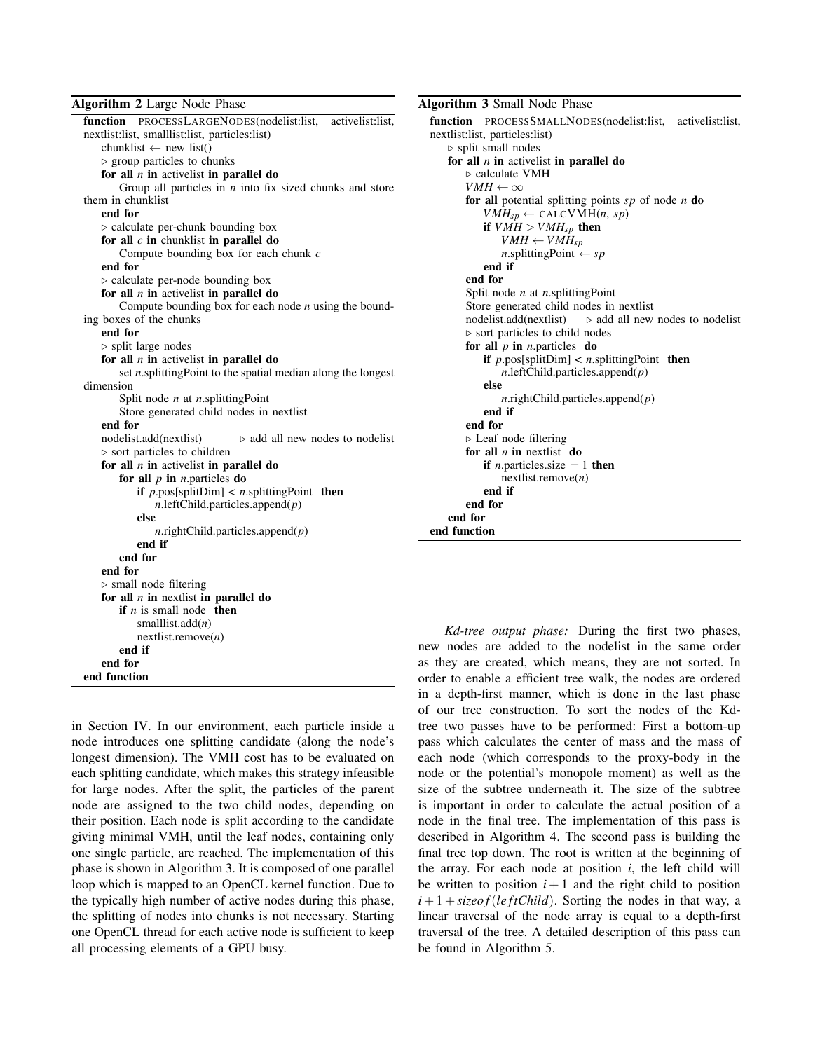**Algorithm 2** Large Node Phase

```
function PROCESSLARGENODES(nodelist:list, activelist:list, nextlist:list, smalllist:list, particles:list)
    chunklist ← new list()
    ▷ group particles to chunks
    for all n in activelist in parallel do
        Group all particles in n into fix sized chunks and store them in chunklist
    end for
    ▷ calculate per-chunk bounding box
    for all c in chunklist in parallel do
        Compute bounding box for each chunk c
    end for
    ▷ calculate per-node bounding box
    for all n in activelist in parallel do
        Compute bounding box for each node n using the bounding boxes of the chunks
    end for
    ▷ split large nodes
    for all n in activelist in parallel do
        set n.splittingPoint to the spatial median along the longest dimension
        Split node n at n.splittingPoint
        Store generated child nodes in nextlist
    end for
    nodelist.add(nextlist)        ▷ add all new nodes to nodelist
    ▷ sort particles to children
    for all n in activelist in parallel do
        for all p in n.particles do
            if p.pos[splitDim] < n.splittingPoint then
                n.leftChild.particles.append(p)
            else
                n.rightChild.particles.append(p)
            end if
        end for
    end for
    ▷ small node filtering
    for all n in nextlist in parallel do
        if n is small node then
            smalllist.add(n)
            nextlist.remove(n)
        end if
    end for
end function
```

in Section IV. In our environment, each particle inside a node introduces one splitting candidate (along the node's longest dimension). The VMH cost has to be evaluated on each splitting candidate, which makes this strategy infeasible for large nodes. After the split, the particles of the parent node are assigned to the two child nodes, depending on their position. Each node is split according to the candidate giving minimal VMH, until the leaf nodes, containing only one single particle, are reached. The implementation of this phase is shown in Algorithm 3. It is composed of one parallel loop which is mapped to an OpenCL kernel function. Due to the typically high number of active nodes during this phase, the splitting of nodes into chunks is not necessary. Starting one OpenCL thread for each active node is sufficient to keep all processing elements of a GPU busy.

**Algorithm 3** Small Node Phase

```
function PROCESSSMALLNODES(nodelist:list, activelist:list, nextlist:list, particles:list)
    ▷ split small nodes
    for all n in activelist in parallel do
        ▷ calculate VMH
        VMH ← ∞
        for all potential splitting points sp of node n do
            VMH_sp ← CALCVMH(n, sp)
            if VMH > VMH_sp then
                VMH ← VMH_sp
                n.splittingPoint ← sp
            end if
        end for
        Split node n at n.splittingPoint
        Store generated child nodes in nextlist
        nodelist.add(nextlist)    ▷ add all new nodes to nodelist
        ▷ sort particles to child nodes
        for all p in n.particles do
            if p.pos[splitDim] < n.splittingPoint then
                n.leftChild.particles.append(p)
            else
                n.rightChild.particles.append(p)
            end if
        end for
        ▷ Leaf node filtering
        for all n in nextlist do
            if n.particles.size = 1 then
                nextlist.remove(n)
            end if
        end for
    end for
end function
```

*Kd-tree output phase:* During the first two phases, new nodes are added to the nodelist in the same order as they are created, which means, they are not sorted. In order to enable a efficient tree walk, the nodes are ordered in a depth-first manner, which is done in the last phase of our tree construction. To sort the nodes of the Kd-tree two passes have to be performed: First a bottom-up pass which calculates the center of mass and the mass of each node (which corresponds to the proxy-body in the node or the potential's monopole moment) as well as the size of the subtree underneath it. The size of the subtree is important in order to calculate the actual position of a node in the final tree. The implementation of this pass is described in Algorithm 4. The second pass is building the final tree top down. The root is written at the beginning of the array. For each node at position $i$, the left child will be written to position $i+1$ and the right child to position $i+1+sizeof(leftChild)$. Sorting the nodes in that way, a linear traversal of the node array is equal to a depth-first traversal of the tree. A detailed description of this pass can be found in Algorithm 5.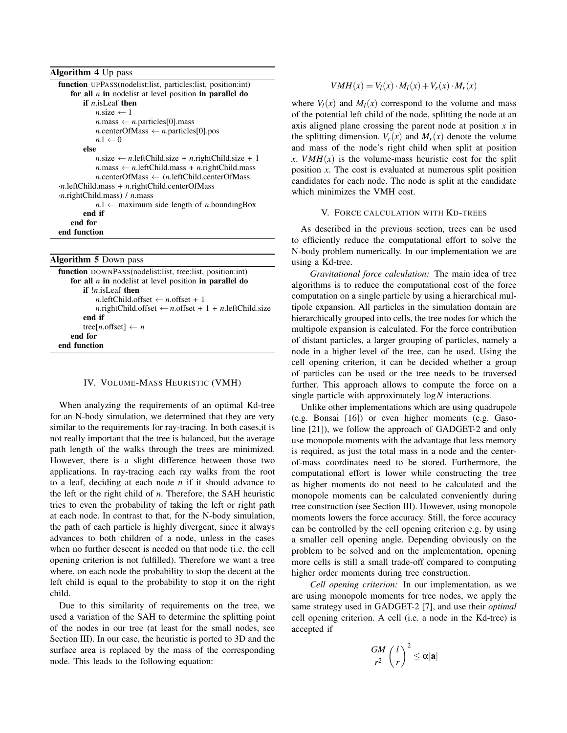**Algorithm 4** Up pass

```
function UPPASS(nodelist:list, particles:list, position:int)
    for all n in nodelist at level position in parallel do
        if n.isLeaf then
            n.size ← 1
            n.mass ← n.particles[0].mass
            n.centerOfMass ← n.particles[0].pos
            n.l ← 0
        else
            n.size ← n.leftChild.size + n.rightChild.size + 1
            n.mass ← n.leftChild.mass + n.rightChild.mass
            n.centerOfMass ← (n.leftChild.centerOfMass
·n.leftChild.mass + n.rightChild.centerOfMass
·n.rightChild.mass) / n.mass
            n.l ← maximum side length of n.boundingBox
        end if
    end for
end function
```

**Algorithm 5** Down pass

```
function DOWNPASS(nodelist:list, tree:list, position:int)
    for all n in nodelist at level position in parallel do
        if !n.isLeaf then
            n.leftChild.offset ← n.offset + 1
            n.rightChild.offset ← n.offset + 1 + n.leftChild.size
        end if
        tree[n.offset] ← n
    end for
end function
```

## IV. Volume-Mass Heuristic (VMH)

When analyzing the requirements of an optimal Kd-tree for an N-body simulation, we determined that they are very similar to the requirements for ray-tracing. In both cases,it is not really important that the tree is balanced, but the average path length of the walks through the trees are minimized. However, there is a slight difference between those two applications. In ray-tracing each ray walks from the root to a leaf, deciding at each node $n$ if it should advance to the left or the right child of $n$. Therefore, the SAH heuristic tries to even the probability of taking the left or right path at each node. In contrast to that, for the N-body simulation, the path of each particle is highly divergent, since it always advances to both children of a node, unless in the cases when no further descent is needed on that node (i.e. the cell opening criterion is not fulfilled). Therefore we want a tree where, on each node the probability to stop the decent at the left child is equal to the probability to stop it on the right child.

Due to this similarity of requirements on the tree, we used a variation of the SAH to determine the splitting point of the nodes in our tree (at least for the small nodes, see Section III). In our case, the heuristic is ported to 3D and the surface area is replaced by the mass of the corresponding node. This leads to the following equation:

$$VMH(x) = V_l(x) \cdot M_l(x) + V_r(x) \cdot M_r(x)$$

where $V_l(x)$ and $M_l(x)$ correspond to the volume and mass of the potential left child of the node, splitting the node at an axis aligned plane crossing the parent node at position $x$ in the splitting dimension. $V_r(x)$ and $M_r(x)$ denote the volume and mass of the node's right child when split at position $x$. $VMH(x)$ is the volume-mass heuristic cost for the split position $x$. The cost is evaluated at numerous split position candidates for each node. The node is split at the candidate which minimizes the VMH cost.

## V. Force calculation with Kd-trees

As described in the previous section, trees can be used to efficiently reduce the computational effort to solve the N-body problem numerically. In our implementation we are using a Kd-tree.

*Gravitational force calculation:* The main idea of tree algorithms is to reduce the computational cost of the force computation on a single particle by using a hierarchical multipole expansion. All particles in the simulation domain are hierarchically grouped into cells, the tree nodes for which the multipole expansion is calculated. For the force contribution of distant particles, a larger grouping of particles, namely a node in a higher level of the tree, can be used. Using the cell opening criterion, it can be decided whether a group of particles can be used or the tree needs to be traversed further. This approach allows to compute the force on a single particle with approximately $\log N$ interactions.

Unlike other implementations which are using quadrupole (e.g. Bonsai [16]) or even higher moments (e.g. Gasoline [21]), we follow the approach of GADGET-2 and only use monopole moments with the advantage that less memory is required, as just the total mass in a node and the center-of-mass coordinates need to be stored. Furthermore, the computational effort is lower while constructing the tree as higher moments do not need to be calculated and the monopole moments can be calculated conveniently during tree construction (see Section III). However, using monopole moments lowers the force accuracy. Still, the force accuracy can be controlled by the cell opening criterion e.g. by using a smaller cell opening angle. Depending obviously on the problem to be solved and on the implementation, opening more cells is still a small trade-off compared to computing higher order moments during tree construction.

*Cell opening criterion:* In our implementation, as we are using monopole moments for tree nodes, we apply the same strategy used in GADGET-2 [7], and use their *optimal* cell opening criterion. A cell (i.e. a node in the Kd-tree) is accepted if

$$\frac{GM}{r^2}\left(\frac{l}{r}\right)^2 \leq \alpha|\mathbf{a}|$$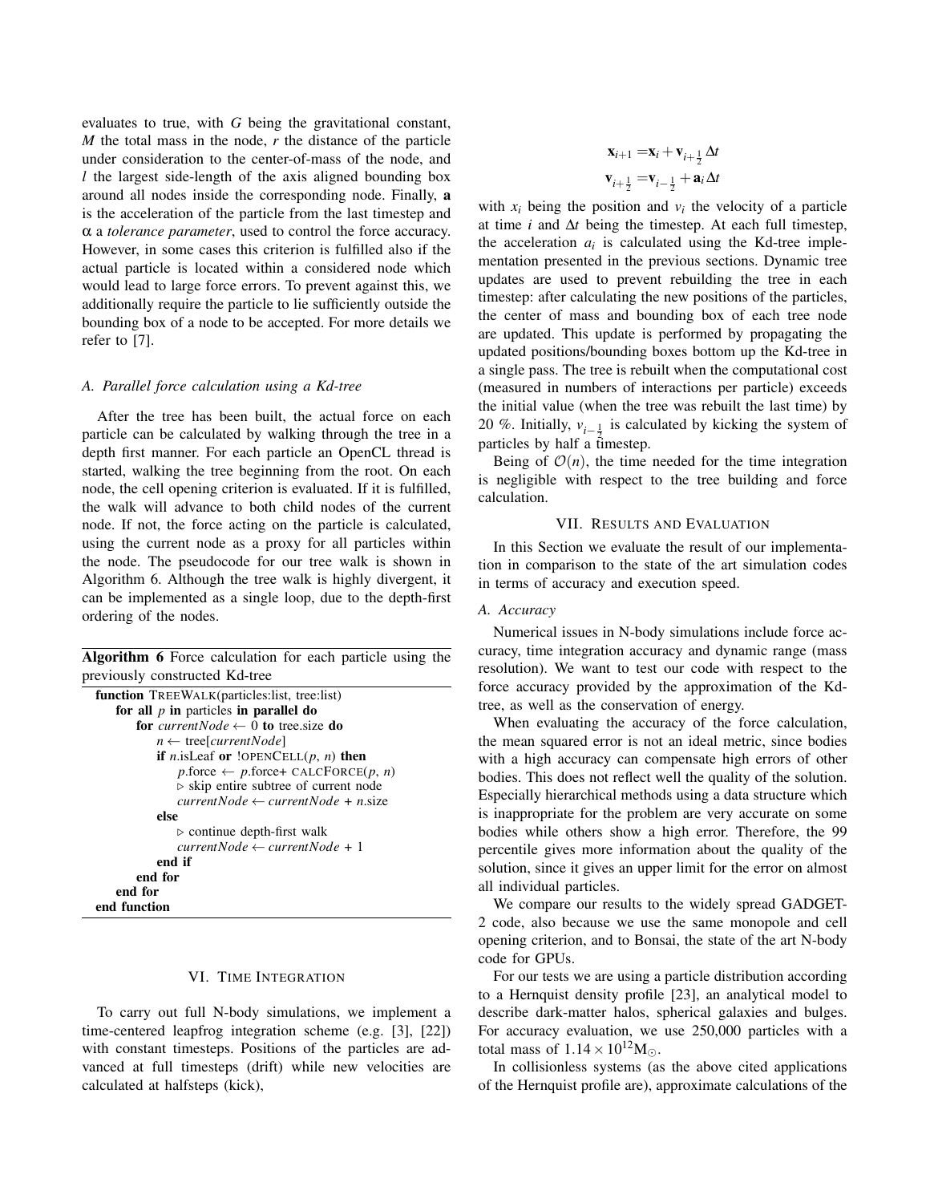evaluates to true, with $G$ being the gravitational constant, $M$ the total mass in the node, $r$ the distance of the particle under consideration to the center-of-mass of the node, and $l$ the largest side-length of the axis aligned bounding box around all nodes inside the corresponding node. Finally, $\mathbf{a}$ is the acceleration of the particle from the last timestep and $\alpha$ a *tolerance parameter*, used to control the force accuracy. However, in some cases this criterion is fulfilled also if the actual particle is located within a considered node which would lead to large force errors. To prevent against this, we additionally require the particle to lie sufficiently outside the bounding box of a node to be accepted. For more details we refer to [7].

### A. Parallel force calculation using a Kd-tree

After the tree has been built, the actual force on each particle can be calculated by walking through the tree in a depth first manner. For each particle an OpenCL thread is started, walking the tree beginning from the root. On each node, the cell opening criterion is evaluated. If it is fulfilled, the walk will advance to both child nodes of the current node. If not, the force acting on the particle is calculated, using the current node as a proxy for all particles within the node. The pseudocode for our tree walk is shown in Algorithm 6. Although the tree walk is highly divergent, it can be implemented as a single loop, due to the depth-first ordering of the nodes.

**Algorithm 6** Force calculation for each particle using the previously constructed Kd-tree

```
function TREEWALK(particles:list, tree:list)
    for all p in particles in parallel do
        for currentNode ← 0 to tree.size do
            n ← tree[currentNode]
            if n.isLeaf or !OPENCELL(p, n) then
                p.force ← p.force+ CALCFORCE(p, n)
                ▷ skip entire subtree of current node
                currentNode ← currentNode + n.size
            else
                ▷ continue depth-first walk
                currentNode ← currentNode + 1
            end if
        end for
    end for
end function
```

## VI. Time Integration

To carry out full N-body simulations, we implement a time-centered leapfrog integration scheme (e.g. [3], [22]) with constant timesteps. Positions of the particles are advanced at full timesteps (drift) while new velocities are calculated at halfsteps (kick),

$$
\begin{aligned}
\mathbf{x}_{i+1} &= \mathbf{x}_i + \mathbf{v}_{i+\frac{1}{2}}\,\Delta t \\
\mathbf{v}_{i+\frac{1}{2}} &= \mathbf{v}_{i-\frac{1}{2}} + \mathbf{a}_i\,\Delta t
\end{aligned}
$$

with $x_i$ being the position and $v_i$ the velocity of a particle at time $i$ and $\Delta t$ being the timestep. At each full timestep, the acceleration $a_i$ is calculated using the Kd-tree implementation presented in the previous sections. Dynamic tree updates are used to prevent rebuilding the tree in each timestep: after calculating the new positions of the particles, the center of mass and bounding box of each tree node are updated. This update is performed by propagating the updated positions/bounding boxes bottom up the Kd-tree in a single pass. The tree is rebuilt when the computational cost (measured in numbers of interactions per particle) exceeds the initial value (when the tree was rebuilt the last time) by 20 %. Initially, $v_{i-\frac{1}{2}}$ is calculated by kicking the system of particles by half a timestep.

Being of $\mathcal{O}(n)$, the time needed for the time integration is negligible with respect to the tree building and force calculation.

## VII. Results and Evaluation

In this Section we evaluate the result of our implementation in comparison to the state of the art simulation codes in terms of accuracy and execution speed.

### A. Accuracy

Numerical issues in N-body simulations include force accuracy, time integration accuracy and dynamic range (mass resolution). We want to test our code with respect to the force accuracy provided by the approximation of the Kd-tree, as well as the conservation of energy.

When evaluating the accuracy of the force calculation, the mean squared error is not an ideal metric, since bodies with a high accuracy can compensate high errors of other bodies. This does not reflect well the quality of the solution. Especially hierarchical methods using a data structure which is inappropriate for the problem are very accurate on some bodies while others show a high error. Therefore, the 99 percentile gives more information about the quality of the solution, since it gives an upper limit for the error on almost all individual particles.

We compare our results to the widely spread GADGET-2 code, also because we use the same monopole and cell opening criterion, and to Bonsai, the state of the art N-body code for GPUs.

For our tests we are using a particle distribution according to a Hernquist density profile [23], an analytical model to describe dark-matter halos, spherical galaxies and bulges. For accuracy evaluation, we use 250,000 particles with a total mass of $1.14 \times 10^{12} \mathrm{M}_{\odot}$.

In collisionless systems (as the above cited applications of the Hernquist profile are), approximate calculations of the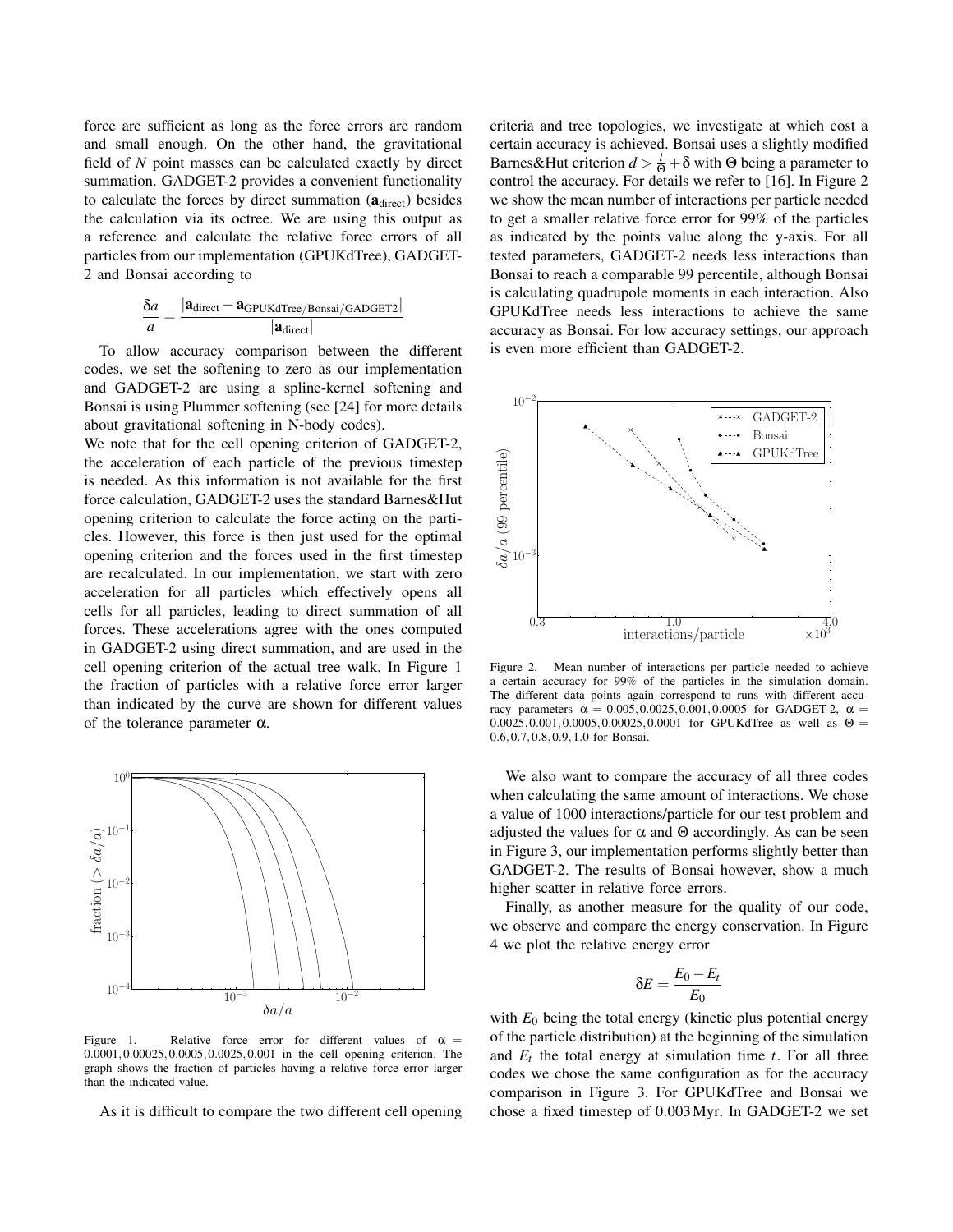force are sufficient as long as the force errors are random and small enough. On the other hand, the gravitational field of $N$ point masses can be calculated exactly by direct summation. GADGET-2 provides a convenient functionality to calculate the forces by direct summation ($\mathbf{a}_{\text{direct}}$) besides the calculation via its octree. We are using this output as a reference and calculate the relative force errors of all particles from our implementation (GPUKdTree), GADGET-2 and Bonsai according to

$$\frac{\delta a}{a} = \frac{|\mathbf{a}_{\text{direct}} - \mathbf{a}_{\text{GPUKdTree/Bonsai/GADGET2}}|}{|\mathbf{a}_{\text{direct}}|}$$

To allow accuracy comparison between the different codes, we set the softening to zero as our implementation and GADGET-2 are using a spline-kernel softening and Bonsai is using Plummer softening (see [24] for more details about gravitational softening in N-body codes).

We note that for the cell opening criterion of GADGET-2, the acceleration of each particle of the previous timestep is needed. As this information is not available for the first force calculation, GADGET-2 uses the standard Barnes&Hut opening criterion to calculate the force acting on the particles. However, this force is then just used for the optimal opening criterion and the forces used in the first timestep are recalculated. In our implementation, we start with zero acceleration for all particles which effectively opens all cells for all particles, leading to direct summation of all forces. These accelerations agree with the ones computed in GADGET-2 using direct summation, and are used in the cell opening criterion of the actual tree walk. In Figure 1 the fraction of particles with a relative force error larger than indicated by the curve are shown for different values of the tolerance parameter $\alpha$.

Figure 1. Relative force error for different values of $\alpha = 0.0001, 0.00025, 0.0005, 0.0025, 0.001$ in the cell opening criterion. The graph shows the fraction of particles having a relative force error larger than the indicated value.

As it is difficult to compare the two different cell opening criteria and tree topologies, we investigate at which cost a certain accuracy is achieved. Bonsai uses a slightly modified Barnes&Hut criterion $d > \frac{l}{\Theta} + \delta$ with $\Theta$ being a parameter to control the accuracy. For details we refer to [16]. In Figure 2 we show the mean number of interactions per particle needed to get a smaller relative force error for 99% of the particles as indicated by the points value along the y-axis. For all tested parameters, GADGET-2 needs less interactions than Bonsai to reach a comparable 99 percentile, although Bonsai is calculating quadrupole moments in each interaction. Also GPUKdTree needs less interactions to achieve the same accuracy as Bonsai. For low accuracy settings, our approach is even more efficient than GADGET-2.

Figure 2. Mean number of interactions per particle needed to achieve a certain accuracy for 99% of the particles in the simulation domain. The different data points again correspond to runs with different accuracy parameters $\alpha = 0.005, 0.0025, 0.001, 0.0005$ for GADGET-2, $\alpha = 0.0025, 0.001, 0.0005, 0.00025, 0.0001$ for GPUKdTree as well as $\Theta = 0.6, 0.7, 0.8, 0.9, 1.0$ for Bonsai.

We also want to compare the accuracy of all three codes when calculating the same amount of interactions. We chose a value of 1000 interactions/particle for our test problem and adjusted the values for $\alpha$ and $\Theta$ accordingly. As can be seen in Figure 3, our implementation performs slightly better than GADGET-2. The results of Bonsai however, show a much higher scatter in relative force errors.

Finally, as another measure for the quality of our code, we observe and compare the energy conservation. In Figure 4 we plot the relative energy error

$$\delta E = \frac{E_0 - E_t}{E_0}$$

with $E_0$ being the total energy (kinetic plus potential energy of the particle distribution) at the beginning of the simulation and $E_t$ the total energy at simulation time $t$. For all three codes we chose the same configuration as for the accuracy comparison in Figure 3. For GPUKdTree and Bonsai we chose a fixed timestep of 0.003 Myr. In GADGET-2 we set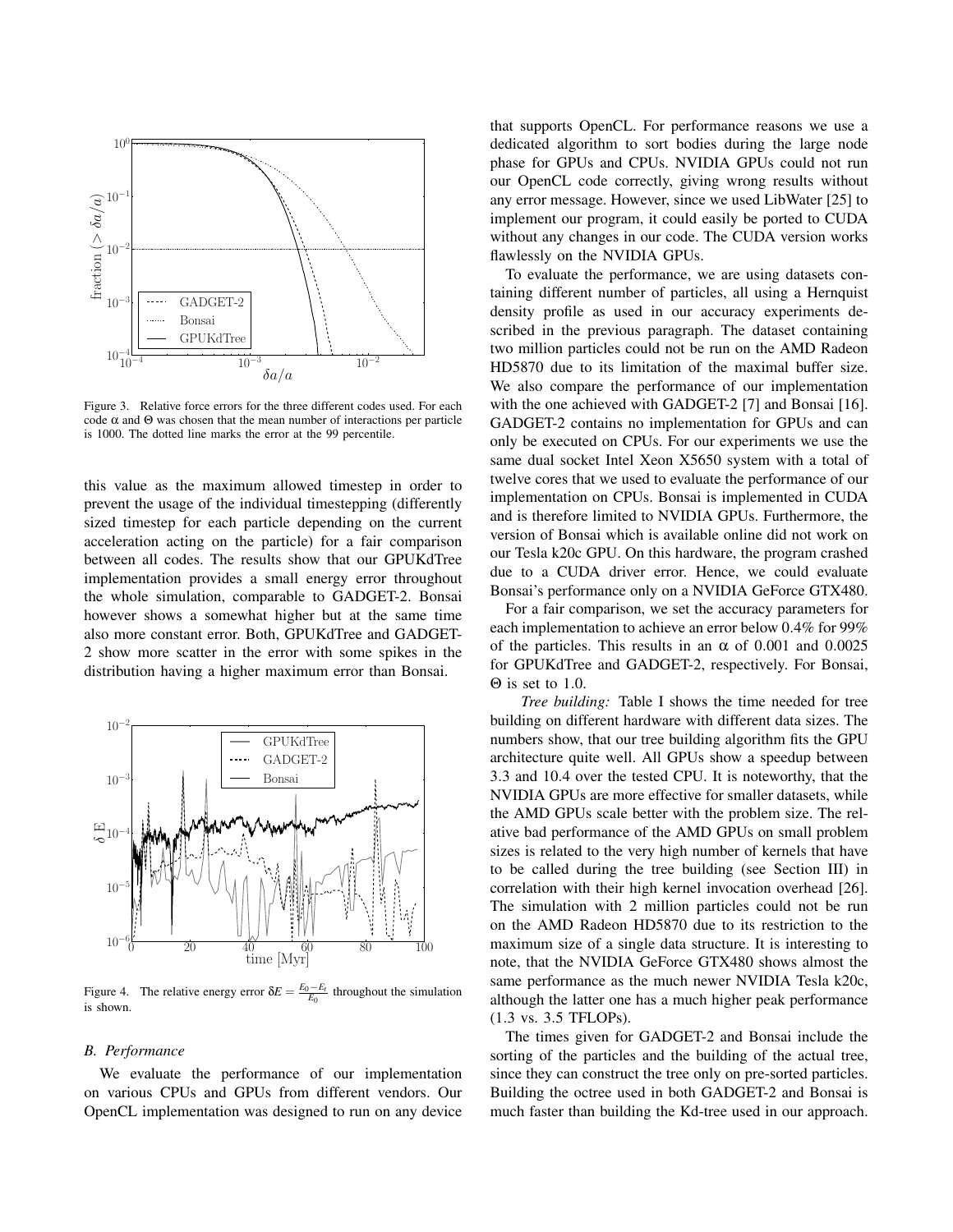Figure 3. Relative force errors for the three different codes used. For each code α and Θ was chosen that the mean number of interactions per particle is 1000. The dotted line marks the error at the 99 percentile.

this value as the maximum allowed timestep in order to prevent the usage of the individual timestepping (differently sized timestep for each particle depending on the current acceleration acting on the particle) for a fair comparison between all codes. The results show that our GPUKdTree implementation provides a small energy error throughout the whole simulation, comparable to GADGET-2. Bonsai however shows a somewhat higher but at the same time also more constant error. Both, GPUKdTree and GADGET-2 show more scatter in the error with some spikes in the distribution having a higher maximum error than Bonsai.

Figure 4. The relative energy error $\delta E = \frac{E_0 - E_t}{E_0}$ throughout the simulation is shown.

### B. Performance

We evaluate the performance of our implementation on various CPUs and GPUs from different vendors. Our OpenCL implementation was designed to run on any device that supports OpenCL. For performance reasons we use a dedicated algorithm to sort bodies during the large node phase for GPUs and CPUs. NVIDIA GPUs could not run our OpenCL code correctly, giving wrong results without any error message. However, since we used LibWater [25] to implement our program, it could easily be ported to CUDA without any changes in our code. The CUDA version works flawlessly on the NVIDIA GPUs.

To evaluate the performance, we are using datasets containing different number of particles, all using a Hernquist density profile as used in our accuracy experiments described in the previous paragraph. The dataset containing two million particles could not be run on the AMD Radeon HD5870 due to its limitation of the maximal buffer size. We also compare the performance of our implementation with the one achieved with GADGET-2 [7] and Bonsai [16]. GADGET-2 contains no implementation for GPUs and can only be executed on CPUs. For our experiments we use the same dual socket Intel Xeon X5650 system with a total of twelve cores that we used to evaluate the performance of our implementation on CPUs. Bonsai is implemented in CUDA and is therefore limited to NVIDIA GPUs. Furthermore, the version of Bonsai which is available online did not work on our Tesla k20c GPU. On this hardware, the program crashed due to a CUDA driver error. Hence, we could evaluate Bonsai's performance only on a NVIDIA GeForce GTX480.

For a fair comparison, we set the accuracy parameters for each implementation to achieve an error below 0.4% for 99% of the particles. This results in an α of 0.001 and 0.0025 for GPUKdTree and GADGET-2, respectively. For Bonsai, Θ is set to 1.0.

*Tree building:* Table I shows the time needed for tree building on different hardware with different data sizes. The numbers show, that our tree building algorithm fits the GPU architecture quite well. All GPUs show a speedup between 3.3 and 10.4 over the tested CPU. It is noteworthy, that the NVIDIA GPUs are more effective for smaller datasets, while the AMD GPUs scale better with the problem size. The relative bad performance of the AMD GPUs on small problem sizes is related to the very high number of kernels that have to be called during the tree building (see Section III) in correlation with their high kernel invocation overhead [26]. The simulation with 2 million particles could not be run on the AMD Radeon HD5870 due to its restriction to the maximum size of a single data structure. It is interesting to note, that the NVIDIA GeForce GTX480 shows almost the same performance as the much newer NVIDIA Tesla k20c, although the latter one has a much higher peak performance (1.3 vs. 3.5 TFLOPs).

The times given for GADGET-2 and Bonsai include the sorting of the particles and the building of the actual tree, since they can construct the tree only on pre-sorted particles. Building the octree used in both GADGET-2 and Bonsai is much faster than building the Kd-tree used in our approach.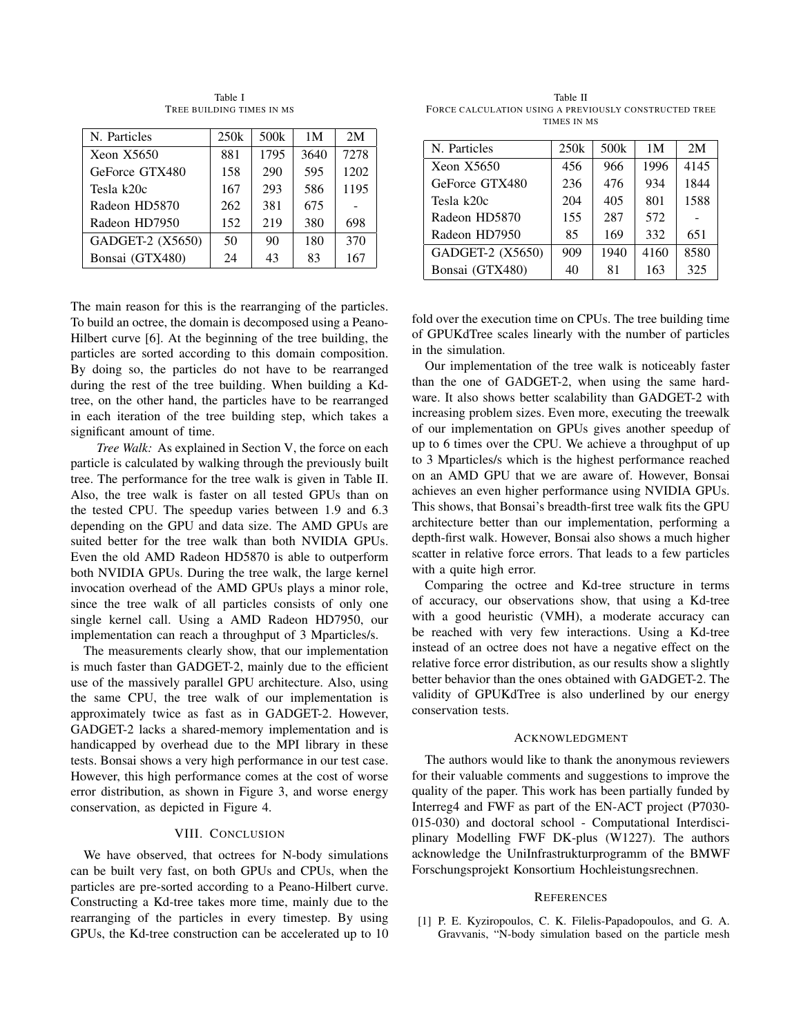Table I
TREE BUILDING TIMES IN MS

| N. Particles | 250k | 500k | 1M | 2M |
|---|---|---|---|---|
| Xeon X5650 | 881 | 1795 | 3640 | 7278 |
| GeForce GTX480 | 158 | 290 | 595 | 1202 |
| Tesla k20c | 167 | 293 | 586 | 1195 |
| Radeon HD5870 | 262 | 381 | 675 | - |
| Radeon HD7950 | 152 | 219 | 380 | 698 |
| GADGET-2 (X5650) | 50 | 90 | 180 | 370 |
| Bonsai (GTX480) | 24 | 43 | 83 | 167 |

Table II
FORCE CALCULATION USING A PREVIOUSLY CONSTRUCTED TREE TIMES IN MS

| N. Particles | 250k | 500k | 1M | 2M |
|---|---|---|---|---|
| Xeon X5650 | 456 | 966 | 1996 | 4145 |
| GeForce GTX480 | 236 | 476 | 934 | 1844 |
| Tesla k20c | 204 | 405 | 801 | 1588 |
| Radeon HD5870 | 155 | 287 | 572 | - |
| Radeon HD7950 | 85 | 169 | 332 | 651 |
| GADGET-2 (X5650) | 909 | 1940 | 4160 | 8580 |
| Bonsai (GTX480) | 40 | 81 | 163 | 325 |

The main reason for this is the rearranging of the particles. To build an octree, the domain is decomposed using a Peano-Hilbert curve [6]. At the beginning of the tree building, the particles are sorted according to this domain composition. By doing so, the particles do not have to be rearranged during the rest of the tree building. When building a Kd-tree, on the other hand, the particles have to be rearranged in each iteration of the tree building step, which takes a significant amount of time.

*Tree Walk:* As explained in Section V, the force on each particle is calculated by walking through the previously built tree. The performance for the tree walk is given in Table II. Also, the tree walk is faster on all tested GPUs than on the tested CPU. The speedup varies between 1.9 and 6.3 depending on the GPU and data size. The AMD GPUs are suited better for the tree walk than both NVIDIA GPUs. Even the old AMD Radeon HD5870 is able to outperform both NVIDIA GPUs. During the tree walk, the large kernel invocation overhead of the AMD GPUs plays a minor role, since the tree walk of all particles consists of only one single kernel call. Using a AMD Radeon HD7950, our implementation can reach a throughput of 3 Mparticles/s.

The measurements clearly show, that our implementation is much faster than GADGET-2, mainly due to the efficient use of the massively parallel GPU architecture. Also, using the same CPU, the tree walk of our implementation is approximately twice as fast as in GADGET-2. However, GADGET-2 lacks a shared-memory implementation and is handicapped by overhead due to the MPI library in these tests. Bonsai shows a very high performance in our test case. However, this high performance comes at the cost of worse error distribution, as shown in Figure 3, and worse energy conservation, as depicted in Figure 4.

## VIII. Conclusion

We have observed, that octrees for N-body simulations can be built very fast, on both GPUs and CPUs, when the particles are pre-sorted according to a Peano-Hilbert curve. Constructing a Kd-tree takes more time, mainly due to the rearranging of the particles in every timestep. By using GPUs, the Kd-tree construction can be accelerated up to 10 fold over the execution time on CPUs. The tree building time of GPUKdTree scales linearly with the number of particles in the simulation.

Our implementation of the tree walk is noticeably faster than the one of GADGET-2, when using the same hardware. It also shows better scalability than GADGET-2 with increasing problem sizes. Even more, executing the treewalk of our implementation on GPUs gives another speedup of up to 6 times over the CPU. We achieve a throughput of up to 3 Mparticles/s which is the highest performance reached on an AMD GPU that we are aware of. However, Bonsai achieves an even higher performance using NVIDIA GPUs. This shows, that Bonsai's breadth-first tree walk fits the GPU architecture better than our implementation, performing a depth-first walk. However, Bonsai also shows a much higher scatter in relative force errors. That leads to a few particles with a quite high error.

Comparing the octree and Kd-tree structure in terms of accuracy, our observations show, that using a Kd-tree with a good heuristic (VMH), a moderate accuracy can be reached with very few interactions. Using a Kd-tree instead of an octree does not have a negative effect on the relative force error distribution, as our results show a slightly better behavior than the ones obtained with GADGET-2. The validity of GPUKdTree is also underlined by our energy conservation tests.

## Acknowledgment

The authors would like to thank the anonymous reviewers for their valuable comments and suggestions to improve the quality of the paper. This work has been partially funded by Interreg4 and FWF as part of the EN-ACT project (P7030-015-030) and doctoral school - Computational Interdisciplinary Modelling FWF DK-plus (W1227). The authors acknowledge the UniInfrastrukturprogramm of the BMWF Forschungsprojekt Konsortium Hochleistungsrechnen.

## References

[1] P. E. Kyziropoulos, C. K. Filelis-Papadopoulos, and G. A. Gravvanis, "N-body simulation based on the particle mesh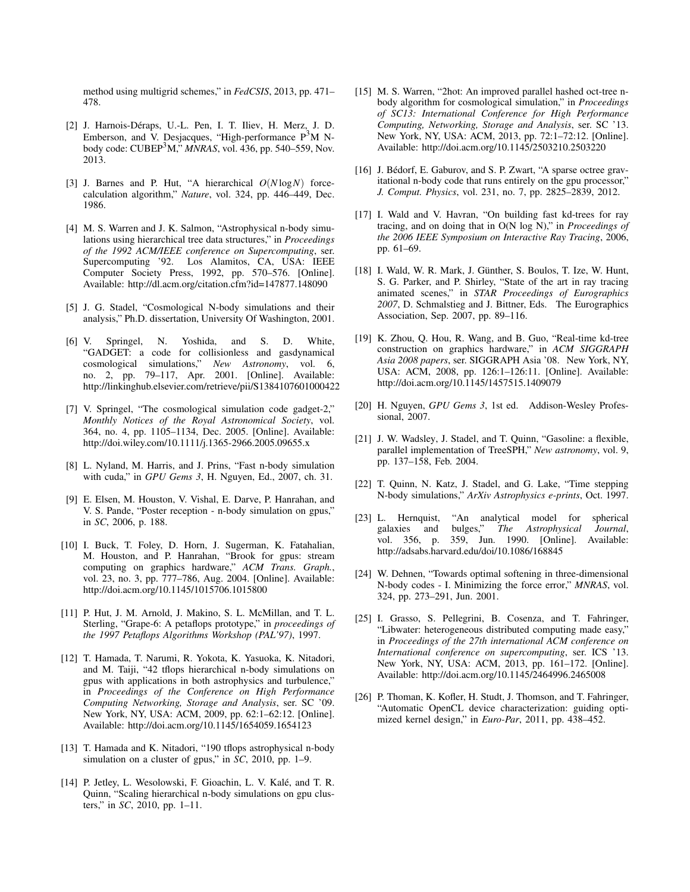method using multigrid schemes," in *FedCSIS*, 2013, pp. 471–478.

[2] J. Harnois-Déraps, U.-L. Pen, I. T. Iliev, H. Merz, J. D. Emberson, and V. Desjacques, "High-performance $P^3M$ N-body code: CUBE$P^3$M," *MNRAS*, vol. 436, pp. 540–559, Nov. 2013.

[3] J. Barnes and P. Hut, "A hierarchical $O(N \log N)$ force-calculation algorithm," *Nature*, vol. 324, pp. 446–449, Dec. 1986.

[4] M. S. Warren and J. K. Salmon, "Astrophysical n-body simulations using hierarchical tree data structures," in *Proceedings of the 1992 ACM/IEEE conference on Supercomputing*, ser. Supercomputing '92. Los Alamitos, CA, USA: IEEE Computer Society Press, 1992, pp. 570–576. [Online]. Available: http://dl.acm.org/citation.cfm?id=147877.148090

[5] J. G. Stadel, "Cosmological N-body simulations and their analysis," Ph.D. dissertation, University Of Washington, 2001.

[6] V. Springel, N. Yoshida, and S. D. White, "GADGET: a code for collisionless and gasdynamical cosmological simulations," *New Astronomy*, vol. 6, no. 2, pp. 79–117, Apr. 2001. [Online]. Available: http://linkinghub.elsevier.com/retrieve/pii/S1384107601000422

[7] V. Springel, "The cosmological simulation code gadget-2," *Monthly Notices of the Royal Astronomical Society*, vol. 364, no. 4, pp. 1105–1134, Dec. 2005. [Online]. Available: http://doi.wiley.com/10.1111/j.1365-2966.2005.09655.x

[8] L. Nyland, M. Harris, and J. Prins, "Fast n-body simulation with cuda," in *GPU Gems 3*, H. Nguyen, Ed., 2007, ch. 31.

[9] E. Elsen, M. Houston, V. Vishal, E. Darve, P. Hanrahan, and V. S. Pande, "Poster reception - n-body simulation on gpus," in *SC*, 2006, p. 188.

[10] I. Buck, T. Foley, D. Horn, J. Sugerman, K. Fatahalian, M. Houston, and P. Hanrahan, "Brook for gpus: stream computing on graphics hardware," *ACM Trans. Graph.*, vol. 23, no. 3, pp. 777–786, Aug. 2004. [Online]. Available: http://doi.acm.org/10.1145/1015706.1015800

[11] P. Hut, J. M. Arnold, J. Makino, S. L. McMillan, and T. L. Sterling, "Grape-6: A petaflops prototype," in *proceedings of the 1997 Petaflops Algorithms Workshop (PAL'97)*, 1997.

[12] T. Hamada, T. Narumi, R. Yokota, K. Yasuoka, K. Nitadori, and M. Taiji, "42 tflops hierarchical n-body simulations on gpus with applications in both astrophysics and turbulence," in *Proceedings of the Conference on High Performance Computing Networking, Storage and Analysis*, ser. SC '09. New York, NY, USA: ACM, 2009, pp. 62:1–62:12. [Online]. Available: http://doi.acm.org/10.1145/1654059.1654123

[13] T. Hamada and K. Nitadori, "190 tflops astrophysical n-body simulation on a cluster of gpus," in *SC*, 2010, pp. 1–9.

[14] P. Jetley, L. Wesolowski, F. Gioachin, L. V. Kalé, and T. R. Quinn, "Scaling hierarchical n-body simulations on gpu clusters," in *SC*, 2010, pp. 1–11.

[15] M. S. Warren, "2hot: An improved parallel hashed oct-tree n-body algorithm for cosmological simulation," in *Proceedings of SC13: International Conference for High Performance Computing, Networking, Storage and Analysis*, ser. SC '13. New York, NY, USA: ACM, 2013, pp. 72:1–72:12. [Online]. Available: http://doi.acm.org/10.1145/2503210.2503220

[16] J. Bédorf, E. Gaburov, and S. P. Zwart, "A sparse octree gravitational n-body code that runs entirely on the gpu processor," *J. Comput. Physics*, vol. 231, no. 7, pp. 2825–2839, 2012.

[17] I. Wald and V. Havran, "On building fast kd-trees for ray tracing, and on doing that in O(N log N)," in *Proceedings of the 2006 IEEE Symposium on Interactive Ray Tracing*, 2006, pp. 61–69.

[18] I. Wald, W. R. Mark, J. Günther, S. Boulos, T. Ize, W. Hunt, S. G. Parker, and P. Shirley, "State of the art in ray tracing animated scenes," in *STAR Proceedings of Eurographics 2007*, D. Schmalstieg and J. Bittner, Eds. The Eurographics Association, Sep. 2007, pp. 89–116.

[19] K. Zhou, Q. Hou, R. Wang, and B. Guo, "Real-time kd-tree construction on graphics hardware," in *ACM SIGGRAPH Asia 2008 papers*, ser. SIGGRAPH Asia '08. New York, NY, USA: ACM, 2008, pp. 126:1–126:11. [Online]. Available: http://doi.acm.org/10.1145/1457515.1409079

[20] H. Nguyen, *GPU Gems 3*, 1st ed. Addison-Wesley Professional, 2007.

[21] J. W. Wadsley, J. Stadel, and T. Quinn, "Gasoline: a flexible, parallel implementation of TreeSPH," *New astronomy*, vol. 9, pp. 137–158, Feb. 2004.

[22] T. Quinn, N. Katz, J. Stadel, and G. Lake, "Time stepping N-body simulations," *ArXiv Astrophysics e-prints*, Oct. 1997.

[23] L. Hernquist, "An analytical model for spherical galaxies and bulges," *The Astrophysical Journal*, vol. 356, p. 359, Jun. 1990. [Online]. Available: http://adsabs.harvard.edu/doi/10.1086/168845

[24] W. Dehnen, "Towards optimal softening in three-dimensional N-body codes - I. Minimizing the force error," *MNRAS*, vol. 324, pp. 273–291, Jun. 2001.

[25] I. Grasso, S. Pellegrini, B. Cosenza, and T. Fahringer, "Libwater: heterogeneous distributed computing made easy," in *Proceedings of the 27th international ACM conference on International conference on supercomputing*, ser. ICS '13. New York, NY, USA: ACM, 2013, pp. 161–172. [Online]. Available: http://doi.acm.org/10.1145/2464996.2465008

[26] P. Thoman, K. Kofler, H. Studt, J. Thomson, and T. Fahringer, "Automatic OpenCL device characterization: guiding optimized kernel design," in *Euro-Par*, 2011, pp. 438–452.